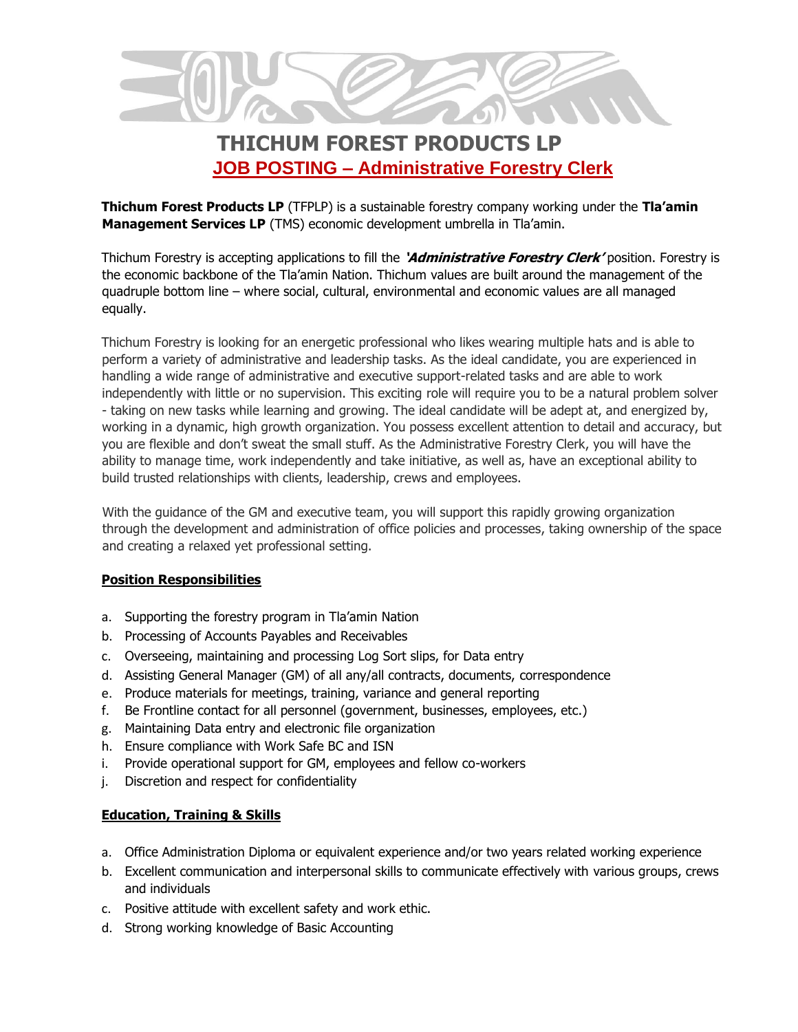# THICHUM FOREST PRODUCTS LP

## JOB POSTING – Administrative Forestry Clerk

**Thichum Forest Products LP** (TFPLP) is a sustainable forestry company working under the **Tla'amin Management Services LP** (TMS) economic development umbrella in Tla'amin.

Thichum Forestry is accepting applications to fill the ***'Administrative Forestry Clerk'*** position. Forestry is the economic backbone of the Tla'amin Nation. Thichum values are built around the management of the quadruple bottom line – where social, cultural, environmental and economic values are all managed equally.

Thichum Forestry is looking for an energetic professional who likes wearing multiple hats and is able to perform a variety of administrative and leadership tasks. As the ideal candidate, you are experienced in handling a wide range of administrative and executive support-related tasks and are able to work independently with little or no supervision. This exciting role will require you to be a natural problem solver - taking on new tasks while learning and growing. The ideal candidate will be adept at, and energized by, working in a dynamic, high growth organization. You possess excellent attention to detail and accuracy, but you are flexible and don't sweat the small stuff. As the Administrative Forestry Clerk, you will have the ability to manage time, work independently and take initiative, as well as, have an exceptional ability to build trusted relationships with clients, leadership, crews and employees.

With the guidance of the GM and executive team, you will support this rapidly growing organization through the development and administration of office policies and processes, taking ownership of the space and creating a relaxed yet professional setting.

### Position Responsibilities

a. Supporting the forestry program in Tla'amin Nation
b. Processing of Accounts Payables and Receivables
c. Overseeing, maintaining and processing Log Sort slips, for Data entry
d. Assisting General Manager (GM) of all any/all contracts, documents, correspondence
e. Produce materials for meetings, training, variance and general reporting
f. Be Frontline contact for all personnel (government, businesses, employees, etc.)
g. Maintaining Data entry and electronic file organization
h. Ensure compliance with Work Safe BC and ISN
i. Provide operational support for GM, employees and fellow co-workers
j. Discretion and respect for confidentiality

### Education, Training & Skills

a. Office Administration Diploma or equivalent experience and/or two years related working experience
b. Excellent communication and interpersonal skills to communicate effectively with various groups, crews and individuals
c. Positive attitude with excellent safety and work ethic.
d. Strong working knowledge of Basic Accounting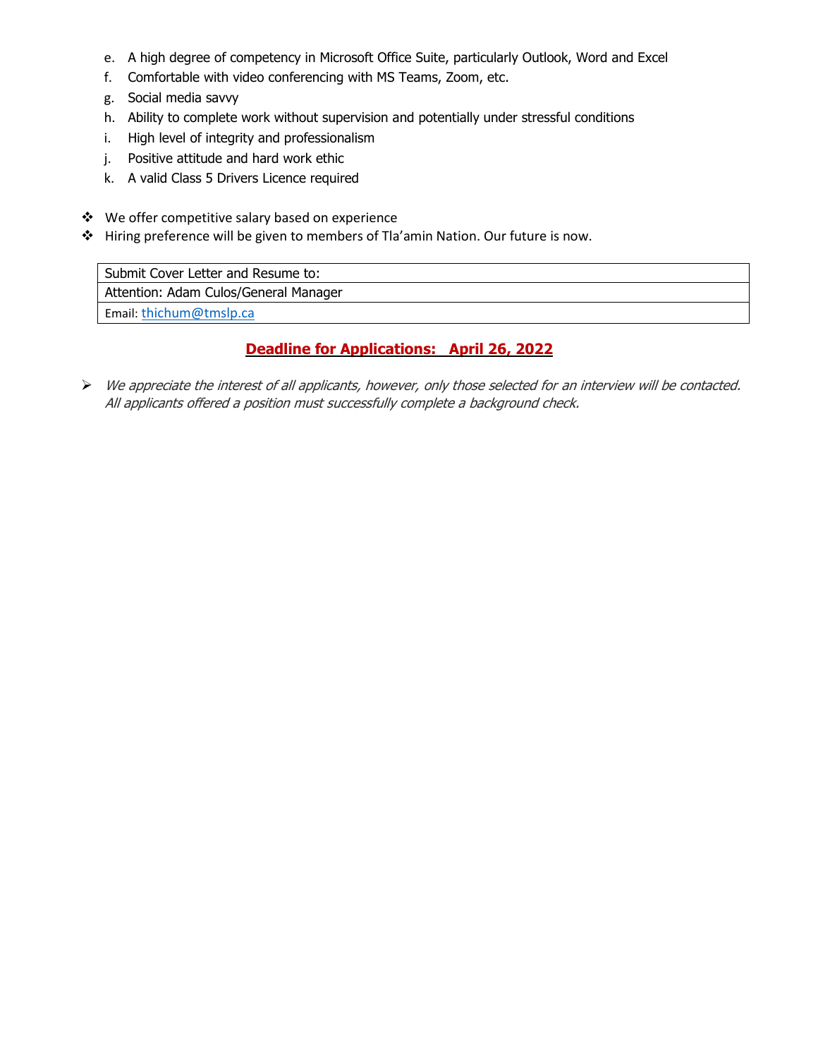e. A high degree of competency in Microsoft Office Suite, particularly Outlook, Word and Excel
f. Comfortable with video conferencing with MS Teams, Zoom, etc.
g. Social media savvy
h. Ability to complete work without supervision and potentially under stressful conditions
i. High level of integrity and professionalism
j. Positive attitude and hard work ethic
k. A valid Class 5 Drivers Licence required

- We offer competitive salary based on experience
- Hiring preference will be given to members of Tla'amin Nation. Our future is now.

| |
|---|
| Submit Cover Letter and Resume to: |
| Attention: Adam Culos/General Manager |
| Email: thichum@tmslp.ca |

**Deadline for Applications: April 26, 2022**

- *We appreciate the interest of all applicants, however, only those selected for an interview will be contacted. All applicants offered a position must successfully complete a background check.*